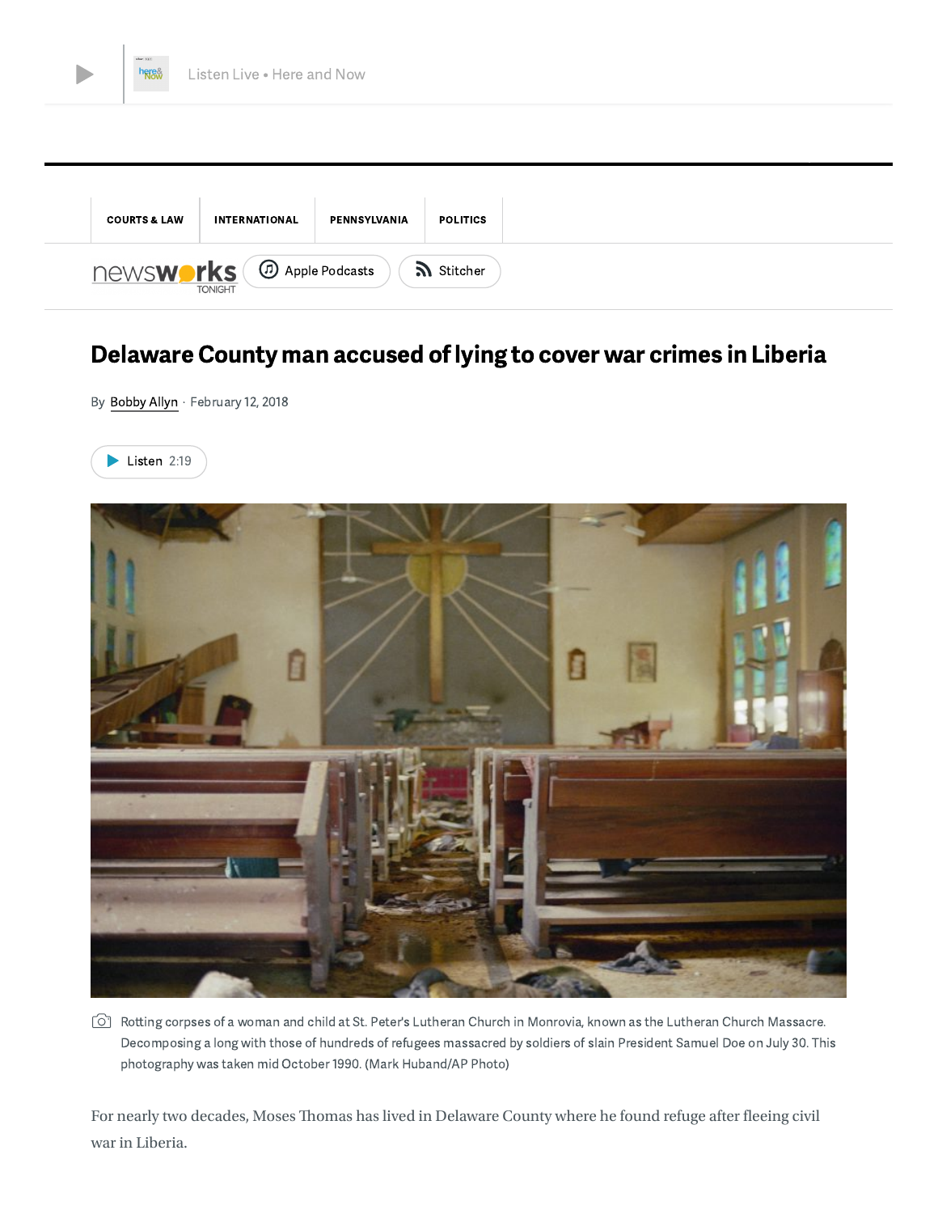# Delaware County man accused of lying to cover war crimes in Liberia

By Bobby Allyn · February 12, 2018

Rotting corpses of a woman and child at St. Peter's Lutheran Church in Monrovia, known as the Lutheran Church Massacre. Decomposing a long with those of hundreds of refugees massacred by soldiers of slain President Samuel Doe on July 30. This photography was taken mid October 1990. (Mark Huband/AP Photo)

For nearly two decades, Moses Thomas has lived in Delaware County where he found refuge after fleeing civil war in Liberia.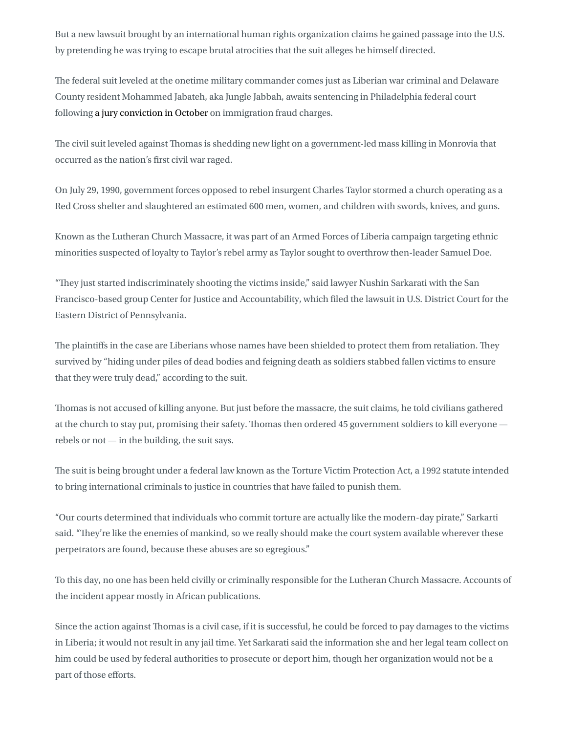But a new lawsuit brought by an international human rights organization claims he gained passage into the U.S. by pretending he was trying to escape brutal atrocities that the suit alleges he himself directed.

The federal suit leveled at the onetime military commander comes just as Liberian war criminal and Delaware County resident Mohammed Jabateh, aka Jungle Jabbah, awaits sentencing in Philadelphia federal court following a jury conviction in October on immigration fraud charges.

The civil suit leveled against Thomas is shedding new light on a government-led mass killing in Monrovia that occurred as the nation's first civil war raged.

On July 29, 1990, government forces opposed to rebel insurgent Charles Taylor stormed a church operating as a Red Cross shelter and slaughtered an estimated 600 men, women, and children with swords, knives, and guns.

Known as the Lutheran Church Massacre, it was part of an Armed Forces of Liberia campaign targeting ethnic minorities suspected of loyalty to Taylor's rebel army as Taylor sought to overthrow then-leader Samuel Doe.

"They just started indiscriminately shooting the victims inside," said lawyer Nushin Sarkarati with the San Francisco-based group Center for Justice and Accountability, which filed the lawsuit in U.S. District Court for the Eastern District of Pennsylvania.

The plaintiffs in the case are Liberians whose names have been shielded to protect them from retaliation. They survived by "hiding under piles of dead bodies and feigning death as soldiers stabbed fallen victims to ensure that they were truly dead," according to the suit.

Thomas is not accused of killing anyone. But just before the massacre, the suit claims, he told civilians gathered at the church to stay put, promising their safety. Thomas then ordered 45 government soldiers to kill everyone — rebels or not — in the building, the suit says.

The suit is being brought under a federal law known as the Torture Victim Protection Act, a 1992 statute intended to bring international criminals to justice in countries that have failed to punish them.

"Our courts determined that individuals who commit torture are actually like the modern-day pirate," Sarkarti said. "They're like the enemies of mankind, so we really should make the court system available wherever these perpetrators are found, because these abuses are so egregious."

To this day, no one has been held civilly or criminally responsible for the Lutheran Church Massacre. Accounts of the incident appear mostly in African publications.

Since the action against Thomas is a civil case, if it is successful, he could be forced to pay damages to the victims in Liberia; it would not result in any jail time. Yet Sarkarati said the information she and her legal team collect on him could be used by federal authorities to prosecute or deport him, though her organization would not be a part of those efforts.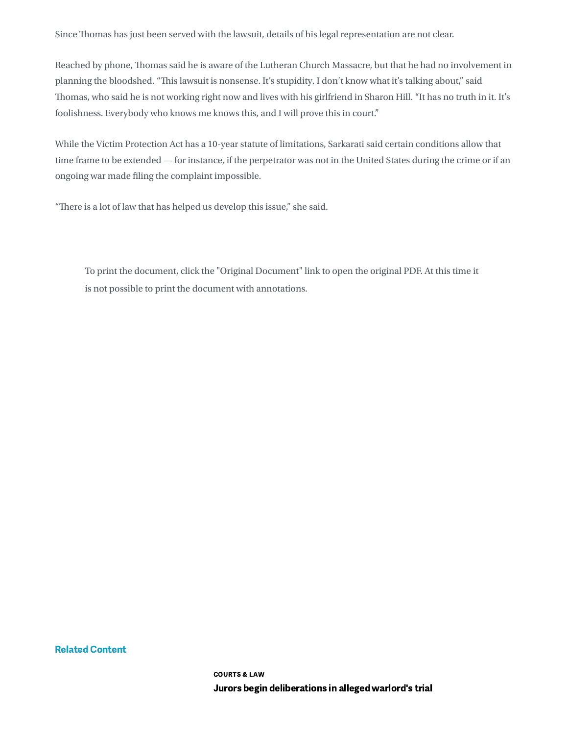Since Thomas has just been served with the lawsuit, details of his legal representation are not clear.

Reached by phone, Thomas said he is aware of the Lutheran Church Massacre, but that he had no involvement in planning the bloodshed. "This lawsuit is nonsense. It's stupidity. I don't know what it's talking about," said Thomas, who said he is not working right now and lives with his girlfriend in Sharon Hill. "It has no truth in it. It's foolishness. Everybody who knows me knows this, and I will prove this in court."

While the Victim Protection Act has a 10-year statute of limitations, Sarkarati said certain conditions allow that time frame to be extended — for instance, if the perpetrator was not in the United States during the crime or if an ongoing war made filing the complaint impossible.

"There is a lot of law that has helped us develop this issue," she said.

To print the document, click the "Original Document" link to open the original PDF. At this time it is not possible to print the document with annotations.

**Related Content**

COURTS & LAW

**Jurors begin deliberations in alleged warlord's trial**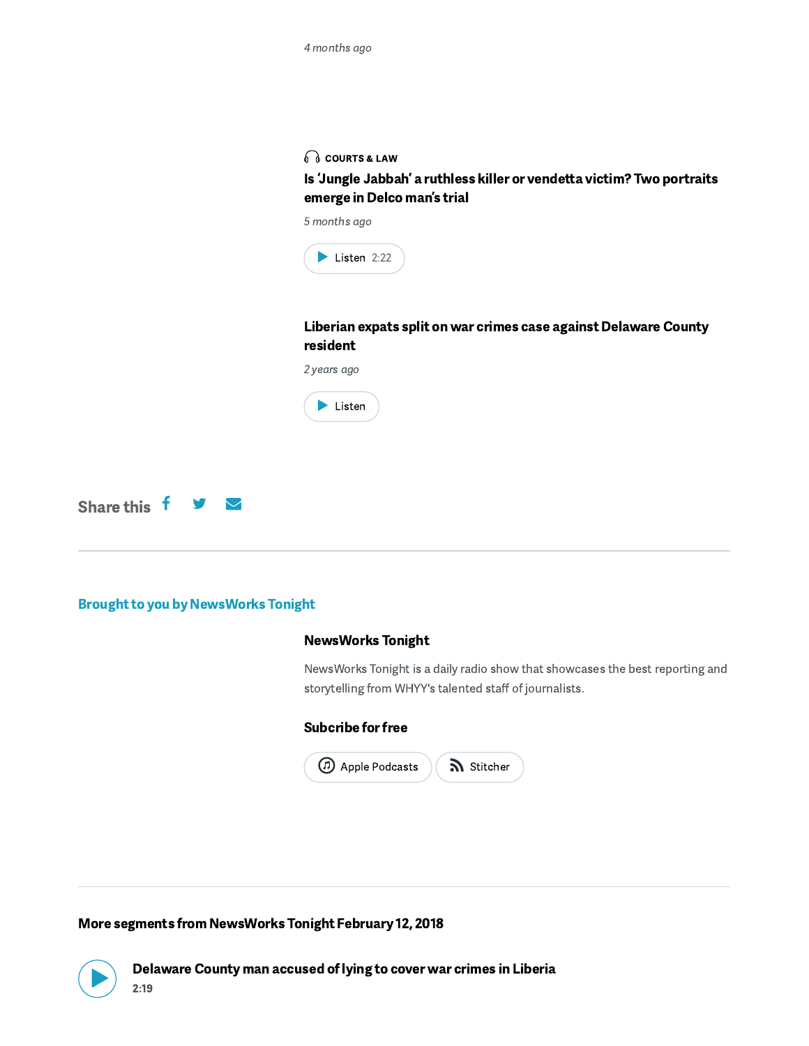*4 months ago*

COURTS & LAW

**Is 'Jungle Jabbah' a ruthless killer or vendetta victim? Two portraits emerge in Delco man's trial**

*5 months ago*

Listen 2:22

**Liberian expats split on war crimes case against Delaware County resident**

*2 years ago*

Listen

Share this

---

**Brought to you by NewsWorks Tonight**

**NewsWorks Tonight**

NewsWorks Tonight is a daily radio show that showcases the best reporting and storytelling from WHYY's talented staff of journalists.

**Subcribe for free**

Apple Podcasts  Stitcher

---

**More segments from NewsWorks Tonight February 12, 2018**

**Delaware County man accused of lying to cover war crimes in Liberia**
2:19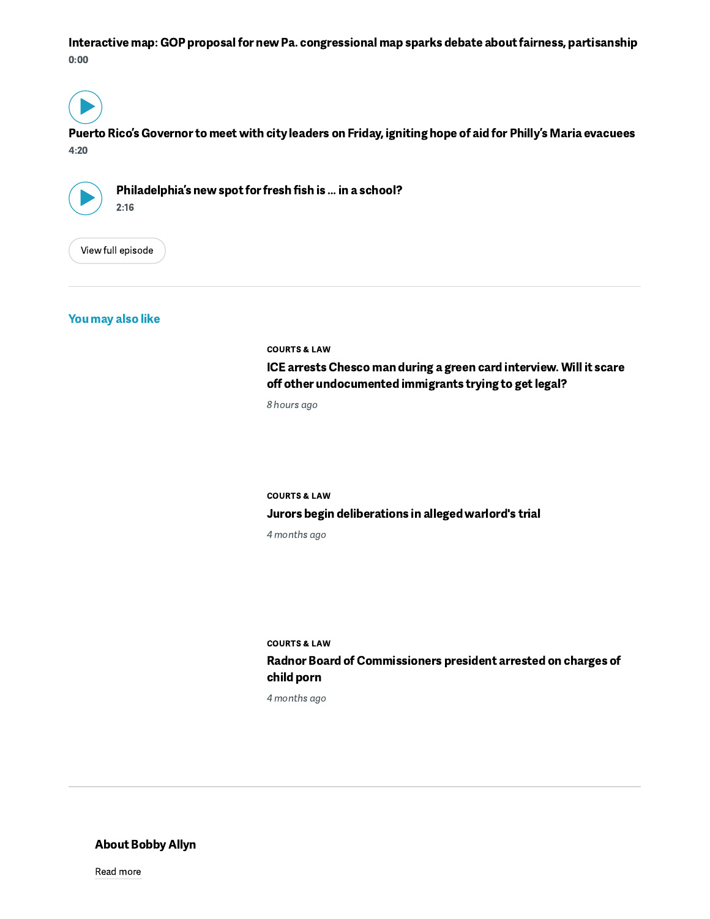**Interactive map: GOP proposal for new Pa. congressional map sparks debate about fairness, partisanship**

0:00

**Puerto Rico's Governor to meet with city leaders on Friday, igniting hope of aid for Philly's Maria evacuees**

4:20

**Philadelphia's new spot for fresh fish is ... in a school?**

2:16

View full episode

---

## You may also like

COURTS & LAW

### ICE arrests Chesco man during a green card interview. Will it scare off other undocumented immigrants trying to get legal?

*8 hours ago*

COURTS & LAW

### Jurors begin deliberations in alleged warlord's trial

*4 months ago*

COURTS & LAW

### Radnor Board of Commissioners president arrested on charges of child porn

*4 months ago*

---

## About Bobby Allyn

Read more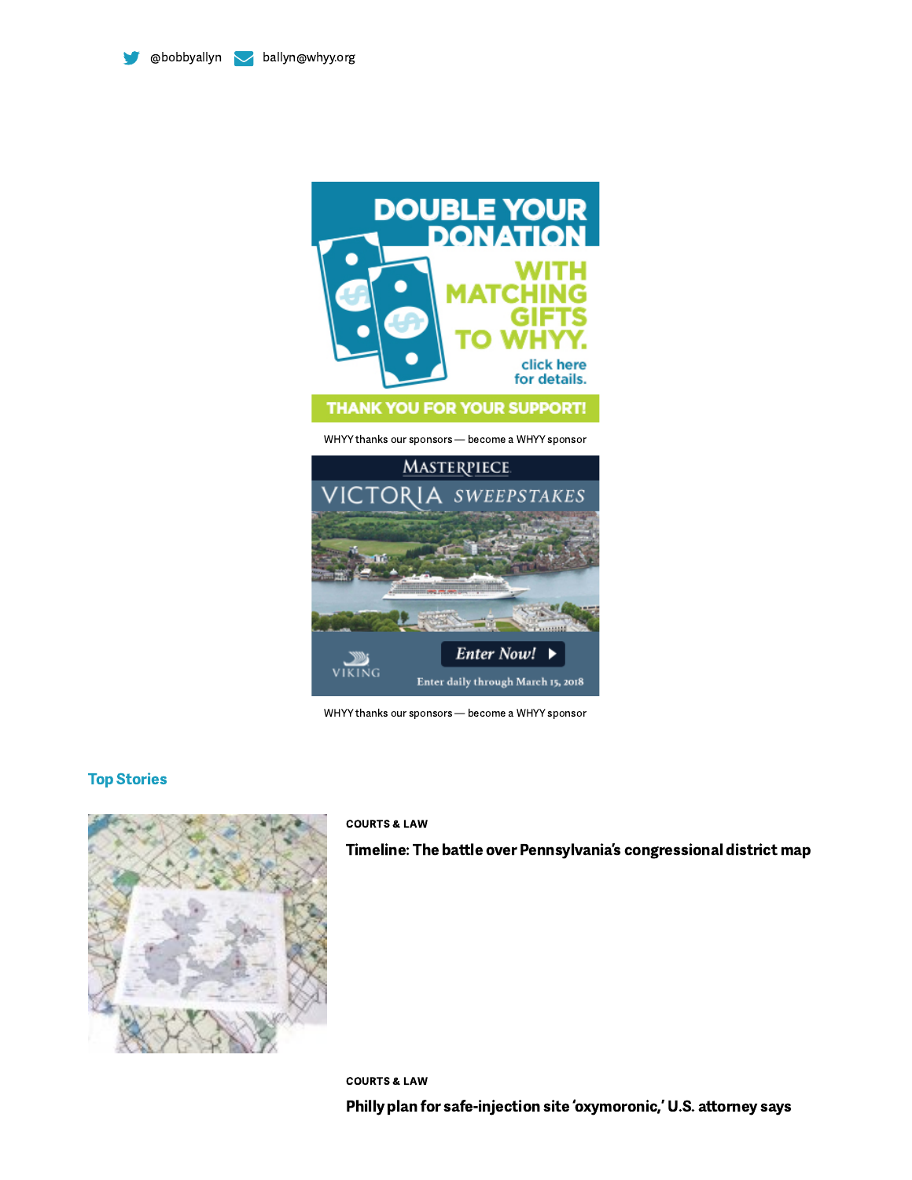@bobbyallyn ballyn@whyy.org

WHYY thanks our sponsors — become a WHYY sponsor

WHYY thanks our sponsors — become a WHYY sponsor

## Top Stories

COURTS & LAW

### Timeline: The battle over Pennsylvania's congressional district map

COURTS & LAW

### Philly plan for safe-injection site 'oxymoronic,' U.S. attorney says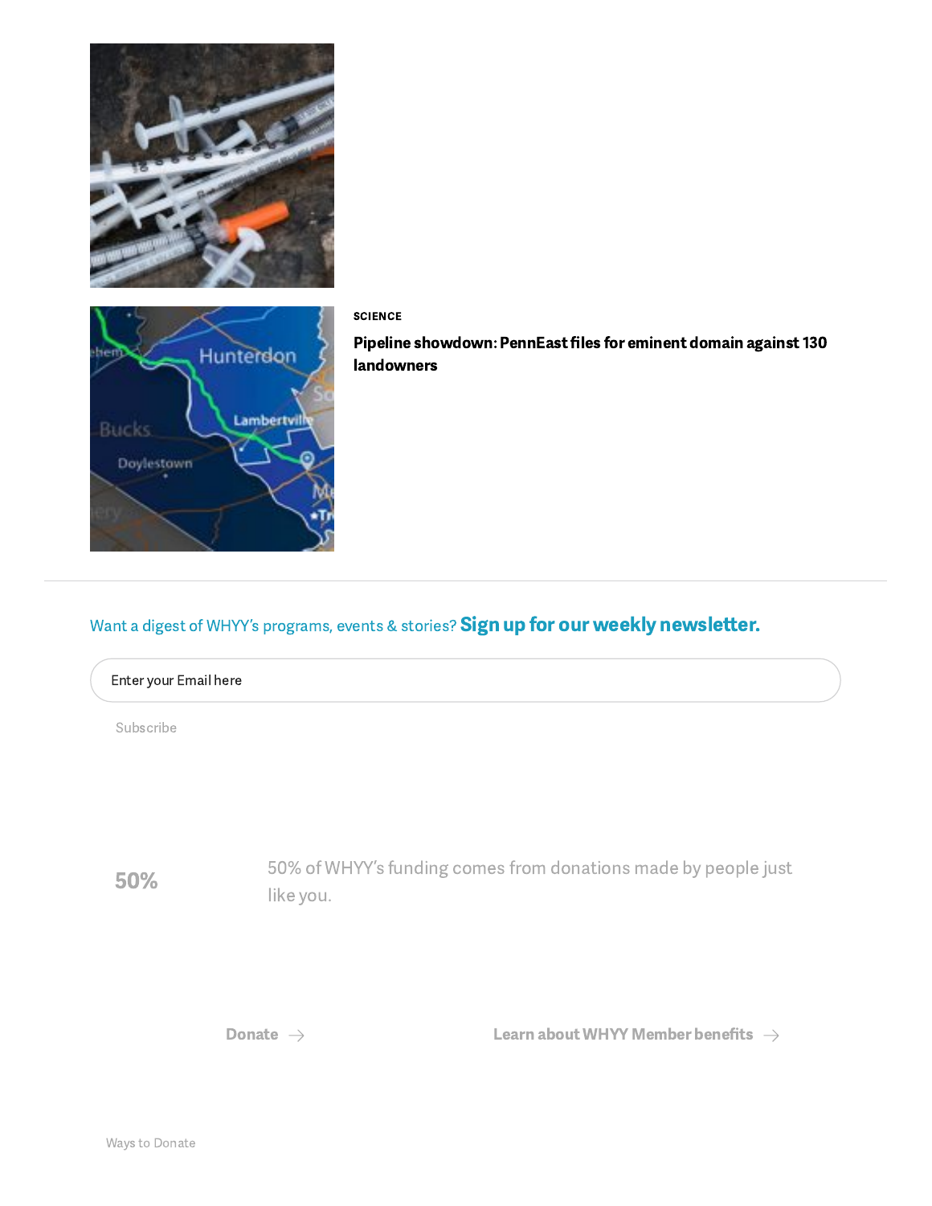SCIENCE

**Pipeline showdown: PennEast files for eminent domain against 130 landowners**

Want a digest of WHYY's programs, events & stories? **Sign up for our weekly newsletter.**

Enter your Email here

Subscribe

**50%**

50% of WHYY's funding comes from donations made by people just like you.

**Donate**

**Learn about WHYY Member benefits**

Ways to Donate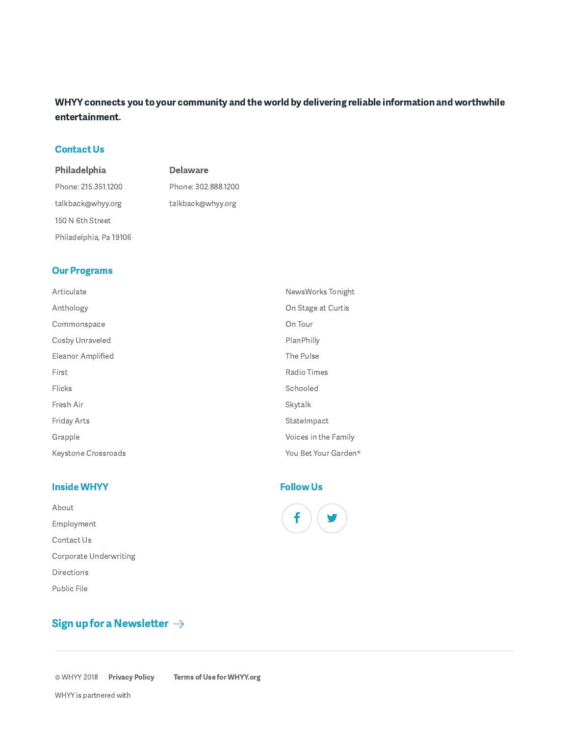**WHYY connects you to your community and the world by delivering reliable information and worthwhile entertainment.**

## Contact Us

**Philadelphia**

Phone: 215.351.1200

talkback@whyy.org

150 N 6th Street

Philadelphia, Pa 19106

**Delaware**

Phone: 302.888.1200

talkback@whyy.org

## Our Programs

- Articulate
- Anthology
- Commonspace
- Cosby Unraveled
- Eleanor Amplified
- First
- Flicks
- Fresh Air
- Friday Arts
- Grapple
- Keystone Crossroads
- NewsWorks Tonight
- On Stage at Curtis
- On Tour
- PlanPhilly
- The Pulse
- Radio Times
- Schooled
- Skytalk
- StateImpact
- Voices in the Family
- You Bet Your Garden®

## Inside WHYY

- About
- Employment
- Contact Us
- Corporate Underwriting
- Directions
- Public File

## Follow Us

## Sign up for a Newsletter →

© WHYY 2018 **Privacy Policy** **Terms of Use for WHYY.org**

WHYY is partnered with